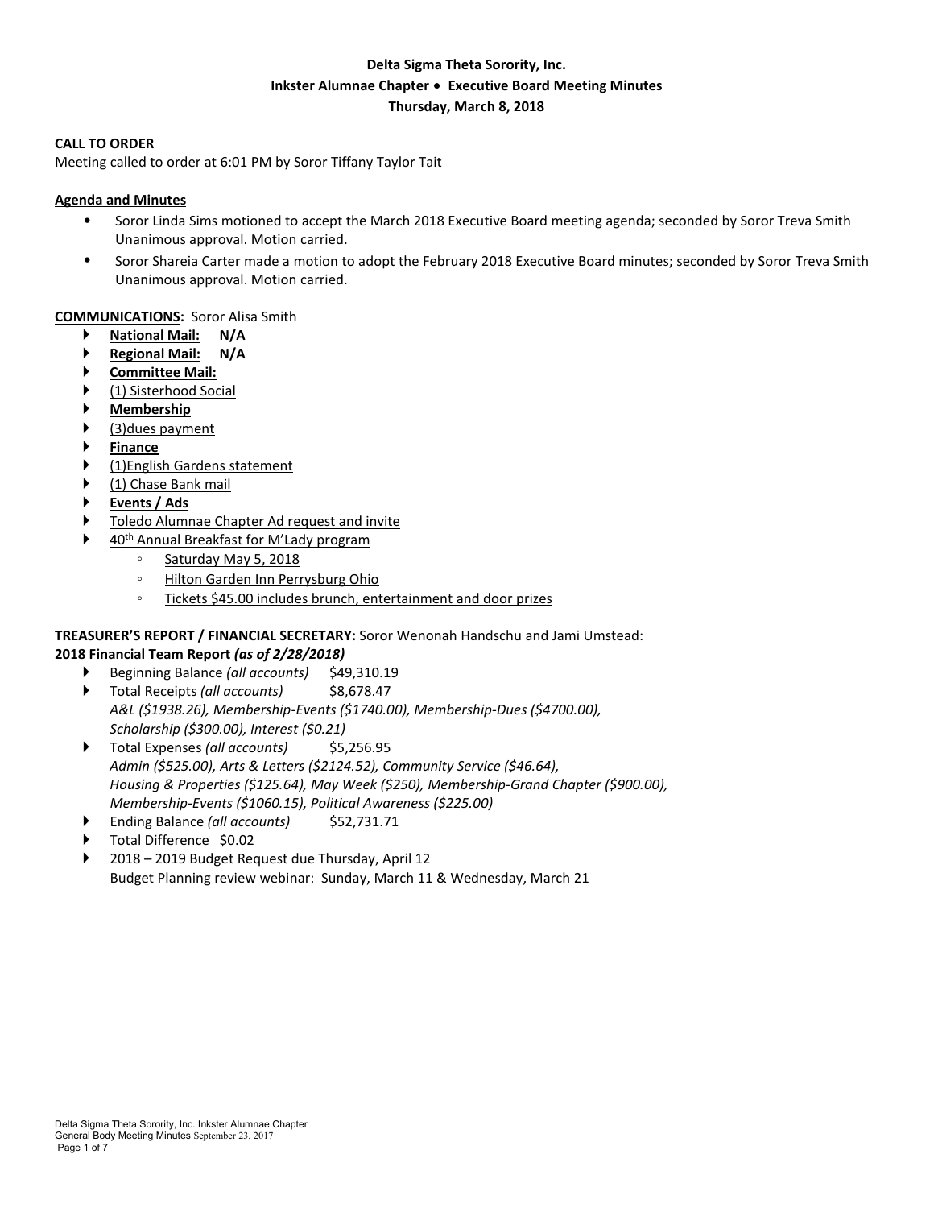**Delta Sigma Theta Sorority, Inc.**
**Inkster Alumnae Chapter • Executive Board Meeting Minutes**
**Thursday, March 8, 2018**

**CALL TO ORDER**
Meeting called to order at 6:01 PM by Soror Tiffany Taylor Tait

**Agenda and Minutes**

- Soror Linda Sims motioned to accept the March 2018 Executive Board meeting agenda; seconded by Soror Treva Smith Unanimous approval. Motion carried.
- Soror Shareia Carter made a motion to adopt the February 2018 Executive Board minutes; seconded by Soror Treva Smith Unanimous approval. Motion carried.

**COMMUNICATIONS:** Soror Alisa Smith

- **National Mail: N/A**
- **Regional Mail: N/A**
- **Committee Mail:**
- (1) Sisterhood Social
- **Membership**
- (3)dues payment
- **Finance**
- (1)English Gardens statement
- (1) Chase Bank mail
- **Events / Ads**
- Toledo Alumnae Chapter Ad request and invite
- 40th Annual Breakfast for M'Lady program
  - Saturday May 5, 2018
  - Hilton Garden Inn Perrysburg Ohio
  - Tickets $45.00 includes brunch, entertainment and door prizes

**TREASURER'S REPORT / FINANCIAL SECRETARY:** Soror Wenonah Handschu and Jami Umstead:
**2018 Financial Team Report *(as of 2/28/2018)***

- Beginning Balance *(all accounts)* $49,310.19
- Total Receipts *(all accounts)* $8,678.47
  *A&L ($1938.26), Membership-Events ($1740.00), Membership-Dues ($4700.00), Scholarship ($300.00), Interest ($0.21)*
- Total Expenses *(all accounts)* $5,256.95
  *Admin ($525.00), Arts & Letters ($2124.52), Community Service ($46.64), Housing & Properties ($125.64), May Week ($250), Membership-Grand Chapter ($900.00), Membership-Events ($1060.15), Political Awareness ($225.00)*
- Ending Balance *(all accounts)* $52,731.71
- Total Difference $0.02
- 2018 – 2019 Budget Request due Thursday, April 12
  Budget Planning review webinar: Sunday, March 11 & Wednesday, March 21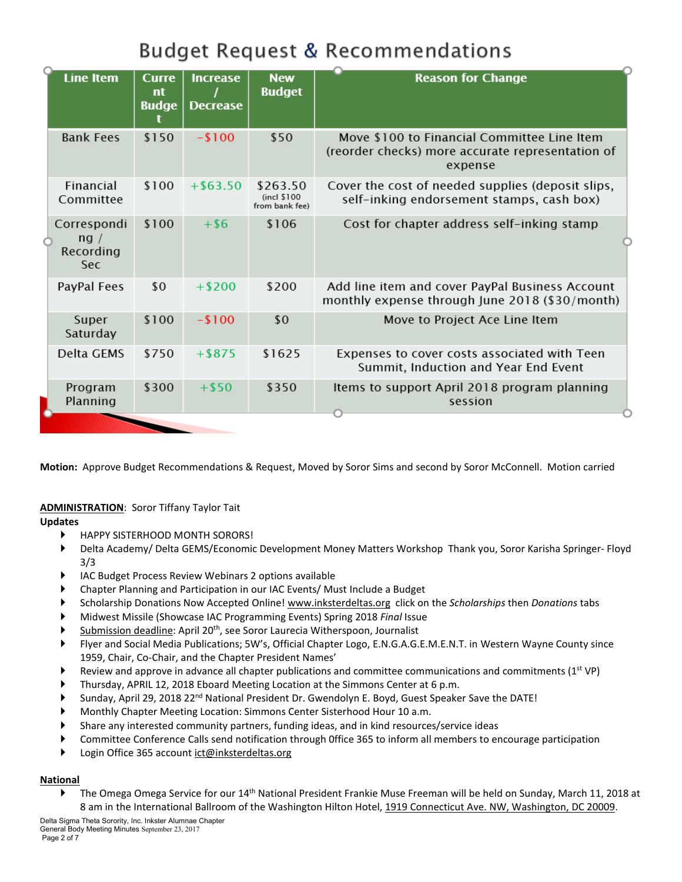## Budget Request & Recommendations

| Line Item | Current Budget | Increase / Decrease | New Budget | Reason for Change |
| --- | --- | --- | --- | --- |
| Bank Fees | $150 | -$100 | $50 | Move $100 to Financial Committee Line Item (reorder checks) more accurate representation of expense |
| Financial Committee | $100 | +$63.50 | $263.50 (incl $100 from bank fee) | Cover the cost of needed supplies (deposit slips, self-inking endorsement stamps, cash box) |
| Corresponding / Recording Sec | $100 | +$6 | $106 | Cost for chapter address self-inking stamp |
| PayPal Fees | $0 | +$200 | $200 | Add line item and cover PayPal Business Account monthly expense through June 2018 ($30/month) |
| Super Saturday | $100 | -$100 | $0 | Move to Project Ace Line Item |
| Delta GEMS | $750 | +$875 | $1625 | Expenses to cover costs associated with Teen Summit, Induction and Year End Event |
| Program Planning | $300 | +$50 | $350 | Items to support April 2018 program planning session |

**Motion:** Approve Budget Recommendations & Request, Moved by Soror Sims and second by Soror McConnell. Motion carried

**ADMINISTRATION**: Soror Tiffany Taylor Tait

**Updates**

- HAPPY SISTERHOOD MONTH SORORS!
- Delta Academy/ Delta GEMS/Economic Development Money Matters Workshop Thank you, Soror Karisha Springer- Floyd 3/3
- IAC Budget Process Review Webinars 2 options available
- Chapter Planning and Participation in our IAC Events/ Must Include a Budget
- Scholarship Donations Now Accepted Online! www.inksterdeltas.org click on the *Scholarships* then *Donations* tabs
- Midwest Missile (Showcase IAC Programming Events) Spring 2018 *Final* Issue
- Submission deadline: April 20th, see Soror Laurecia Witherspoon, Journalist
- Flyer and Social Media Publications; 5W's, Official Chapter Logo, E.N.G.A.G.E.M.E.N.T. in Western Wayne County since 1959, Chair, Co-Chair, and the Chapter President Names'
- Review and approve in advance all chapter publications and committee communications and commitments (1st VP)
- Thursday, APRIL 12, 2018 Eboard Meeting Location at the Simmons Center at 6 p.m.
- Sunday, April 29, 2018 22nd National President Dr. Gwendolyn E. Boyd, Guest Speaker Save the DATE!
- Monthly Chapter Meeting Location: Simmons Center Sisterhood Hour 10 a.m.
- Share any interested community partners, funding ideas, and in kind resources/service ideas
- Committee Conference Calls send notification through 0ffice 365 to inform all members to encourage participation
- Login Office 365 account ict@inksterdeltas.org

**National**

- The Omega Omega Service for our 14th National President Frankie Muse Freeman will be held on Sunday, March 11, 2018 at 8 am in the International Ballroom of the Washington Hilton Hotel, 1919 Connecticut Ave. NW, Washington, DC 20009.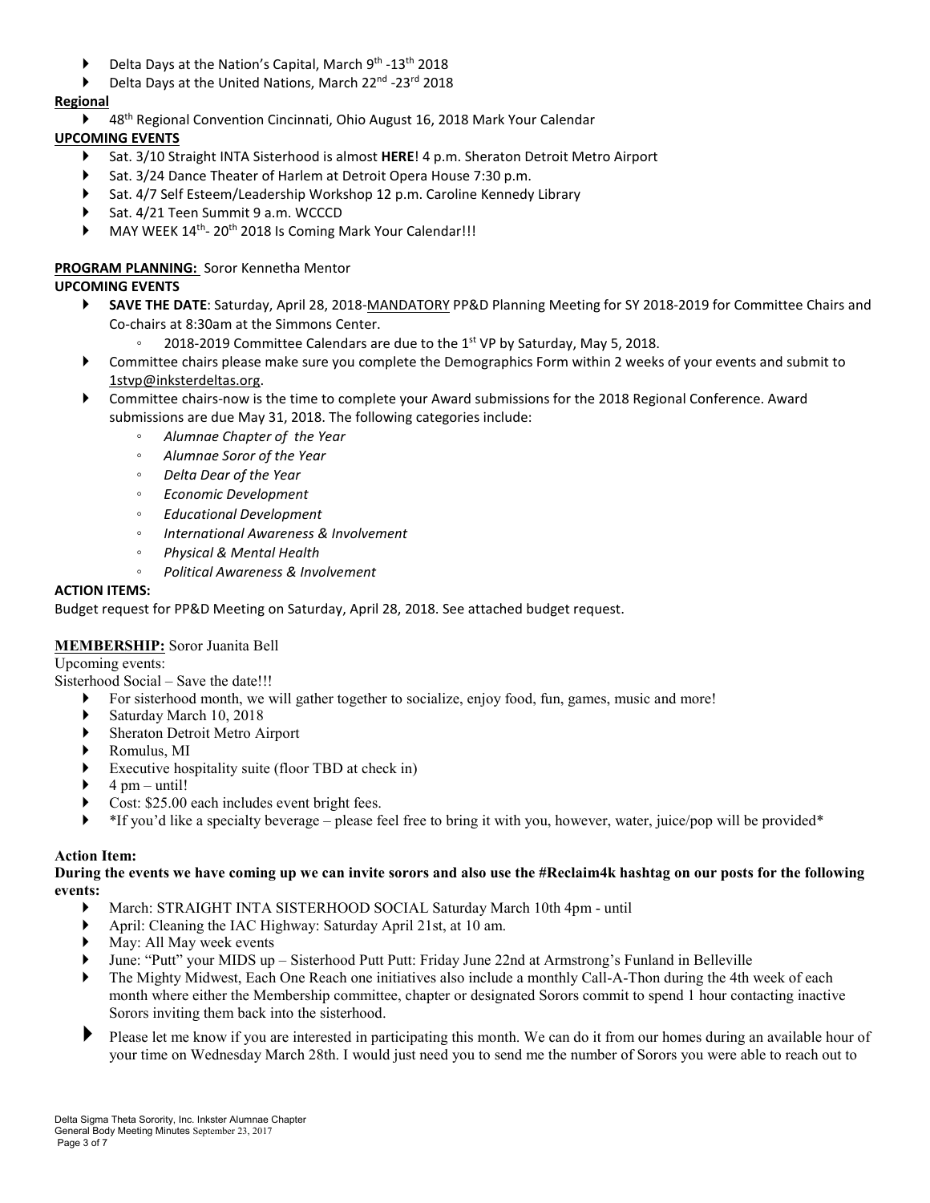- Delta Days at the Nation's Capital, March 9th -13th 2018
- Delta Days at the United Nations, March 22nd -23rd 2018

**Regional**

- 48th Regional Convention Cincinnati, Ohio August 16, 2018 Mark Your Calendar

**UPCOMING EVENTS**

- Sat. 3/10 Straight INTA Sisterhood is almost **HERE**! 4 p.m. Sheraton Detroit Metro Airport
- Sat. 3/24 Dance Theater of Harlem at Detroit Opera House 7:30 p.m.
- Sat. 4/7 Self Esteem/Leadership Workshop 12 p.m. Caroline Kennedy Library
- Sat. 4/21 Teen Summit 9 a.m. WCCCD
- MAY WEEK 14th- 20th 2018 Is Coming Mark Your Calendar!!!

**PROGRAM PLANNING:** Soror Kennetha Mentor

**UPCOMING EVENTS**

- **SAVE THE DATE**: Saturday, April 28, 2018-MANDATORY PP&D Planning Meeting for SY 2018-2019 for Committee Chairs and Co-chairs at 8:30am at the Simmons Center.
  - 2018-2019 Committee Calendars are due to the 1st VP by Saturday, May 5, 2018.
- Committee chairs please make sure you complete the Demographics Form within 2 weeks of your events and submit to 1stvp@inksterdeltas.org.
- Committee chairs-now is the time to complete your Award submissions for the 2018 Regional Conference. Award submissions are due May 31, 2018. The following categories include:
  - *Alumnae Chapter of the Year*
  - *Alumnae Soror of the Year*
  - *Delta Dear of the Year*
  - *Economic Development*
  - *Educational Development*
  - *International Awareness & Involvement*
  - *Physical & Mental Health*
  - *Political Awareness & Involvement*

**ACTION ITEMS:**

Budget request for PP&D Meeting on Saturday, April 28, 2018. See attached budget request.

**MEMBERSHIP:** Soror Juanita Bell

Upcoming events:

Sisterhood Social – Save the date!!!

- For sisterhood month, we will gather together to socialize, enjoy food, fun, games, music and more!
- Saturday March 10, 2018
- Sheraton Detroit Metro Airport
- Romulus, MI
- Executive hospitality suite (floor TBD at check in)
- 4 pm – until!
- Cost: $25.00 each includes event bright fees.
- *If you'd like a specialty beverage – please feel free to bring it with you, however, water, juice/pop will be provided*

**Action Item:**

**During the events we have coming up we can invite sorors and also use the #Reclaim4k hashtag on our posts for the following events:**

- March: STRAIGHT INTA SISTERHOOD SOCIAL Saturday March 10th 4pm - until
- April: Cleaning the IAC Highway: Saturday April 21st, at 10 am.
- May: All May week events
- June: "Putt" your MIDS up – Sisterhood Putt Putt: Friday June 22nd at Armstrong's Funland in Belleville
- The Mighty Midwest, Each One Reach one initiatives also include a monthly Call-A-Thon during the 4th week of each month where either the Membership committee, chapter or designated Sorors commit to spend 1 hour contacting inactive Sorors inviting them back into the sisterhood.
- Please let me know if you are interested in participating this month. We can do it from our homes during an available hour of your time on Wednesday March 28th. I would just need you to send me the number of Sorors you were able to reach out to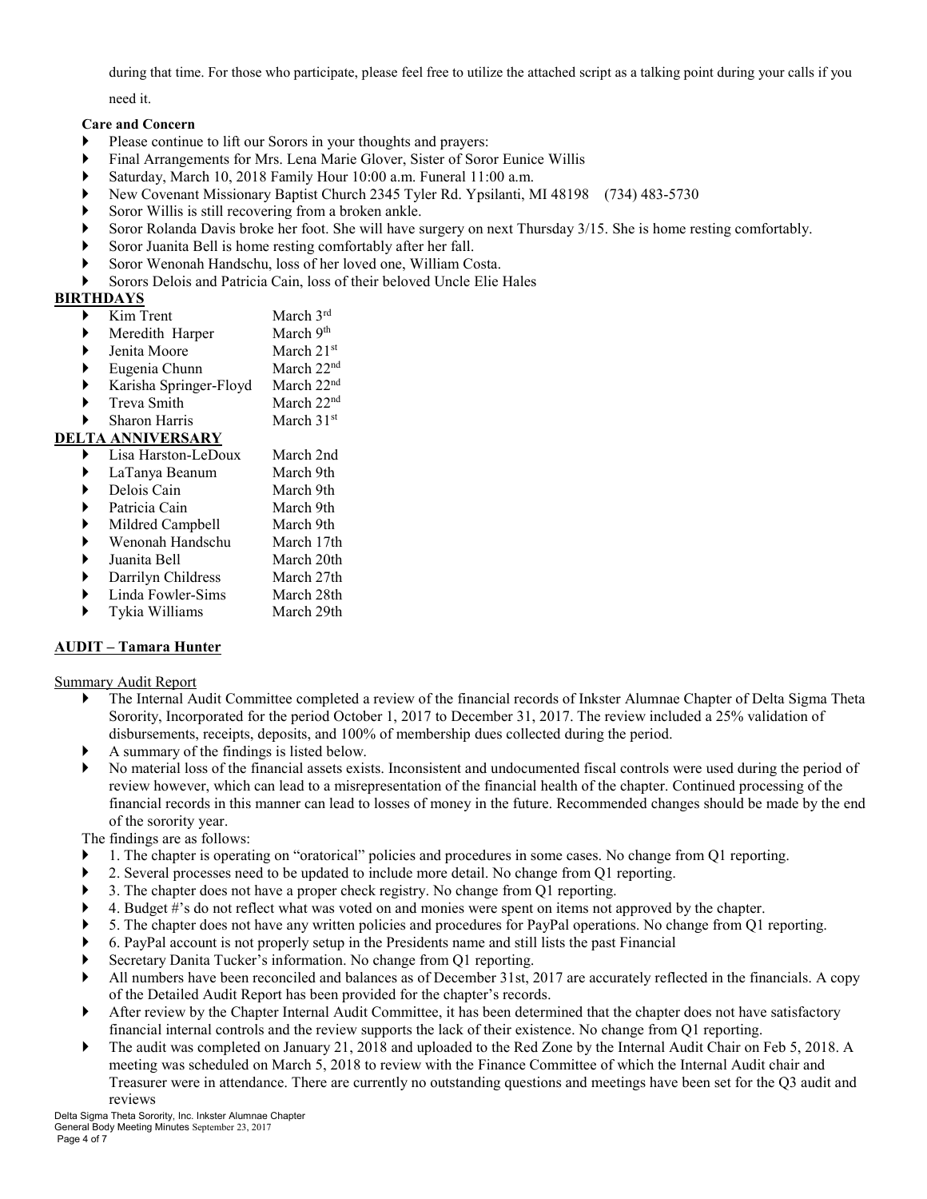during that time. For those who participate, please feel free to utilize the attached script as a talking point during your calls if you need it.

**Care and Concern**

- Please continue to lift our Sorors in your thoughts and prayers:
- Final Arrangements for Mrs. Lena Marie Glover, Sister of Soror Eunice Willis
- Saturday, March 10, 2018 Family Hour 10:00 a.m. Funeral 11:00 a.m.
- New Covenant Missionary Baptist Church 2345 Tyler Rd. Ypsilanti, MI 48198 (734) 483-5730
- Soror Willis is still recovering from a broken ankle.
- Soror Rolanda Davis broke her foot. She will have surgery on next Thursday 3/15. She is home resting comfortably.
- Soror Juanita Bell is home resting comfortably after her fall.
- Soror Wenonah Handschu, loss of her loved one, William Costa.
- Sorors Delois and Patricia Cain, loss of their beloved Uncle Elie Hales

## BIRTHDAYS

- Kim Trent March 3rd
- Meredith Harper March 9th
- Jenita Moore March 21st
- Eugenia Chunn March 22nd
- Karisha Springer-Floyd March 22nd
- Treva Smith March 22nd
- Sharon Harris March 31st

## DELTA ANNIVERSARY

- Lisa Harston-LeDoux March 2nd
- LaTanya Beanum March 9th
- Delois Cain March 9th
- Patricia Cain March 9th
- Mildred Campbell March 9th
- Wenonah Handschu March 17th
- Juanita Bell March 20th
- Darrilyn Childress March 27th
- Linda Fowler-Sims March 28th
- Tykia Williams March 29th

## AUDIT – Tamara Hunter

Summary Audit Report

- The Internal Audit Committee completed a review of the financial records of Inkster Alumnae Chapter of Delta Sigma Theta Sorority, Incorporated for the period October 1, 2017 to December 31, 2017. The review included a 25% validation of disbursements, receipts, deposits, and 100% of membership dues collected during the period.
- A summary of the findings is listed below.
- No material loss of the financial assets exists. Inconsistent and undocumented fiscal controls were used during the period of review however, which can lead to a misrepresentation of the financial health of the chapter. Continued processing of the financial records in this manner can lead to losses of money in the future. Recommended changes should be made by the end of the sorority year.

The findings are as follows:

- 1. The chapter is operating on "oratorical" policies and procedures in some cases. No change from Q1 reporting.
- 2. Several processes need to be updated to include more detail. No change from Q1 reporting.
- 3. The chapter does not have a proper check registry. No change from Q1 reporting.
- 4. Budget #'s do not reflect what was voted on and monies were spent on items not approved by the chapter.
- 5. The chapter does not have any written policies and procedures for PayPal operations. No change from Q1 reporting.
- 6. PayPal account is not properly setup in the Presidents name and still lists the past Financial
- Secretary Danita Tucker's information. No change from Q1 reporting.
- All numbers have been reconciled and balances as of December 31st, 2017 are accurately reflected in the financials. A copy of the Detailed Audit Report has been provided for the chapter's records.
- After review by the Chapter Internal Audit Committee, it has been determined that the chapter does not have satisfactory financial internal controls and the review supports the lack of their existence. No change from Q1 reporting.
- The audit was completed on January 21, 2018 and uploaded to the Red Zone by the Internal Audit Chair on Feb 5, 2018. A meeting was scheduled on March 5, 2018 to review with the Finance Committee of which the Internal Audit chair and Treasurer were in attendance. There are currently no outstanding questions and meetings have been set for the Q3 audit and reviews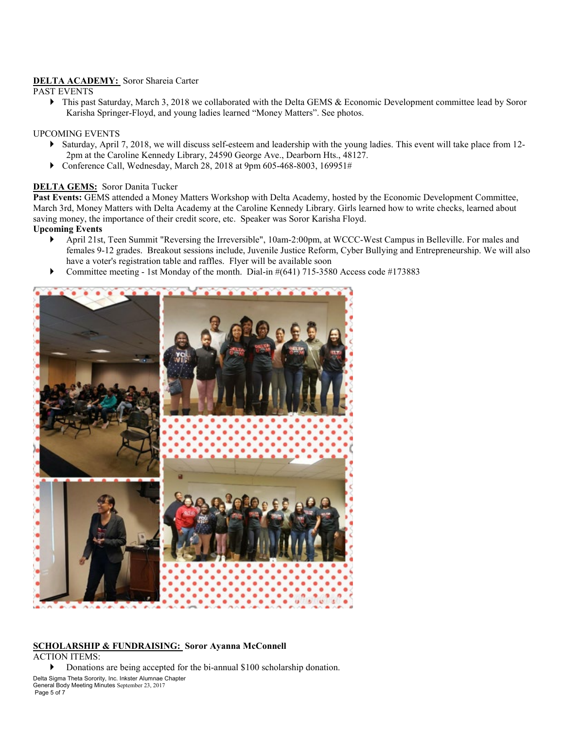**DELTA ACADEMY:** Soror Shareia Carter

PAST EVENTS

- This past Saturday, March 3, 2018 we collaborated with the Delta GEMS & Economic Development committee lead by Soror Karisha Springer-Floyd, and young ladies learned "Money Matters". See photos.

UPCOMING EVENTS

- Saturday, April 7, 2018, we will discuss self-esteem and leadership with the young ladies. This event will take place from 12-2pm at the Caroline Kennedy Library, 24590 George Ave., Dearborn Hts., 48127.
- Conference Call, Wednesday, March 28, 2018 at 9pm 605-468-8003, 169951#

**DELTA GEMS:** Soror Danita Tucker

**Past Events:** GEMS attended a Money Matters Workshop with Delta Academy, hosted by the Economic Development Committee, March 3rd, Money Matters with Delta Academy at the Caroline Kennedy Library. Girls learned how to write checks, learned about saving money, the importance of their credit score, etc. Speaker was Soror Karisha Floyd.

**Upcoming Events**

- April 21st, Teen Summit "Reversing the Irreversible", 10am-2:00pm, at WCCC-West Campus in Belleville. For males and females 9-12 grades. Breakout sessions include, Juvenile Justice Reform, Cyber Bullying and Entrepreneurship. We will also have a voter's registration table and raffles. Flyer will be available soon
- Committee meeting - 1st Monday of the month. Dial-in #(641) 715-3580 Access code #173883

**SCHOLARSHIP & FUNDRAISING: Soror Ayanna McConnell**

ACTION ITEMS:

- Donations are being accepted for the bi-annual $100 scholarship donation.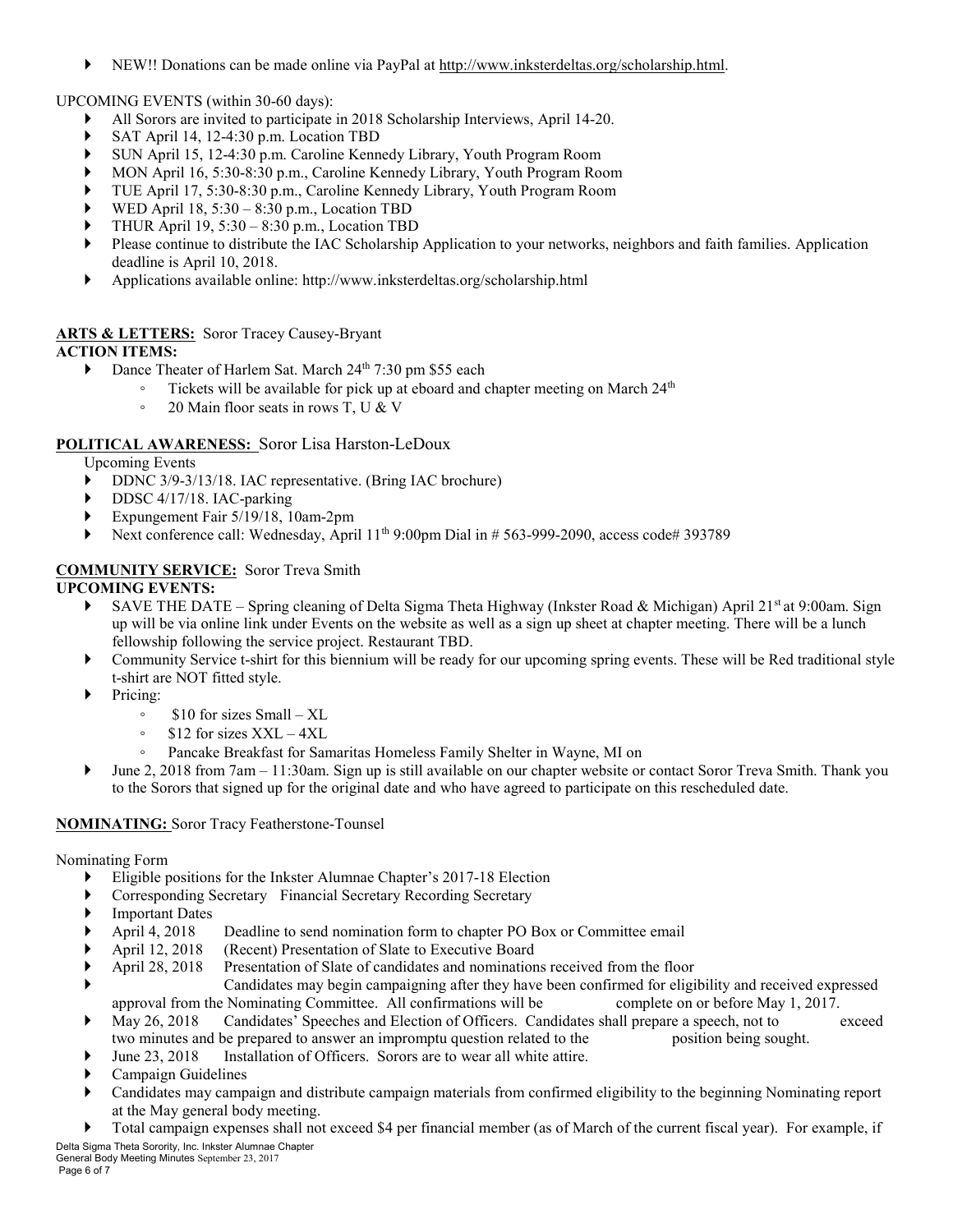- NEW!! Donations can be made online via PayPal at http://www.inksterdeltas.org/scholarship.html.

UPCOMING EVENTS (within 30-60 days):

- All Sorors are invited to participate in 2018 Scholarship Interviews, April 14-20.
- SAT April 14, 12-4:30 p.m. Location TBD
- SUN April 15, 12-4:30 p.m. Caroline Kennedy Library, Youth Program Room
- MON April 16, 5:30-8:30 p.m., Caroline Kennedy Library, Youth Program Room
- TUE April 17, 5:30-8:30 p.m., Caroline Kennedy Library, Youth Program Room
- WED April 18, 5:30 – 8:30 p.m., Location TBD
- THUR April 19, 5:30 – 8:30 p.m., Location TBD
- Please continue to distribute the IAC Scholarship Application to your networks, neighbors and faith families. Application deadline is April 10, 2018.
- Applications available online: http://www.inksterdeltas.org/scholarship.html

**ARTS & LETTERS:** Soror Tracey Causey-Bryant

**ACTION ITEMS:**

- Dance Theater of Harlem Sat. March 24th 7:30 pm $55 each
  - Tickets will be available for pick up at eboard and chapter meeting on March 24th
  - 20 Main floor seats in rows T, U & V

**POLITICAL AWARENESS:** Soror Lisa Harston-LeDoux

Upcoming Events

- DDNC 3/9-3/13/18. IAC representative. (Bring IAC brochure)
- DDSC 4/17/18. IAC-parking
- Expungement Fair 5/19/18, 10am-2pm
- Next conference call: Wednesday, April 11th 9:00pm Dial in # 563-999-2090, access code# 393789

**COMMUNITY SERVICE:** Soror Treva Smith

**UPCOMING EVENTS:**

- SAVE THE DATE – Spring cleaning of Delta Sigma Theta Highway (Inkster Road & Michigan) April 21st at 9:00am. Sign up will be via online link under Events on the website as well as a sign up sheet at chapter meeting. There will be a lunch fellowship following the service project. Restaurant TBD.
- Community Service t-shirt for this biennium will be ready for our upcoming spring events. These will be Red traditional style t-shirt are NOT fitted style.
- Pricing:
  - $10 for sizes Small – XL
  - $12 for sizes XXL – 4XL
  - Pancake Breakfast for Samaritas Homeless Family Shelter in Wayne, MI on
- June 2, 2018 from 7am – 11:30am. Sign up is still available on our chapter website or contact Soror Treva Smith. Thank you to the Sorors that signed up for the original date and who have agreed to participate on this rescheduled date.

**NOMINATING:** Soror Tracy Featherstone-Tounsel

Nominating Form

- Eligible positions for the Inkster Alumnae Chapter's 2017-18 Election
- Corresponding Secretary Financial Secretary Recording Secretary
- Important Dates
- April 4, 2018 Deadline to send nomination form to chapter PO Box or Committee email
- April 12, 2018 (Recent) Presentation of Slate to Executive Board
- April 28, 2018 Presentation of Slate of candidates and nominations received from the floor
- Candidates may begin campaigning after they have been confirmed for eligibility and received expressed approval from the Nominating Committee. All confirmations will be complete on or before May 1, 2017.
- May 26, 2018 Candidates' Speeches and Election of Officers. Candidates shall prepare a speech, not to exceed two minutes and be prepared to answer an impromptu question related to the position being sought.
- June 23, 2018 Installation of Officers. Sorors are to wear all white attire.
- Campaign Guidelines
- Candidates may campaign and distribute campaign materials from confirmed eligibility to the beginning Nominating report at the May general body meeting.
- Total campaign expenses shall not exceed $4 per financial member (as of March of the current fiscal year). For example, if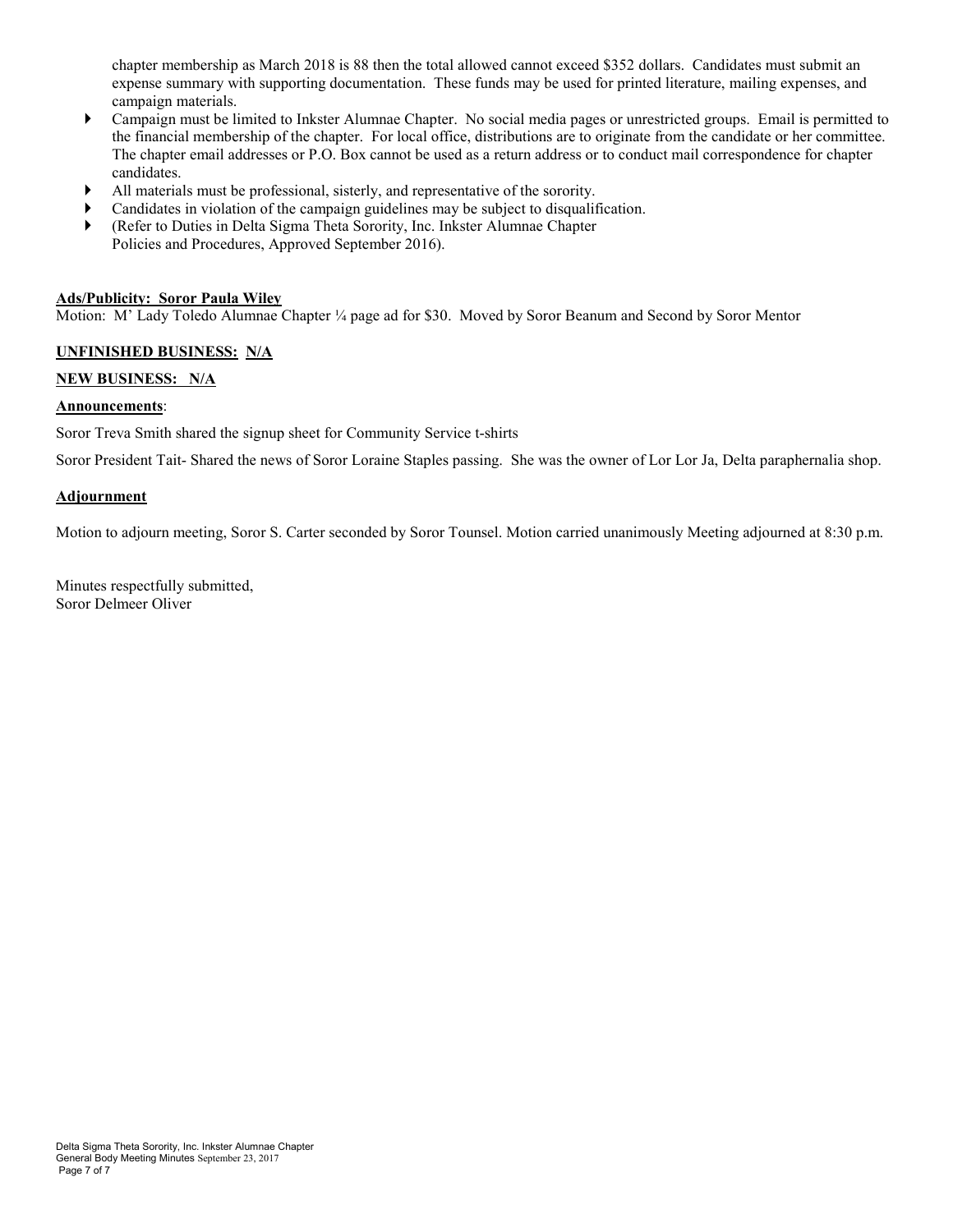chapter membership as March 2018 is 88 then the total allowed cannot exceed $352 dollars. Candidates must submit an expense summary with supporting documentation. These funds may be used for printed literature, mailing expenses, and campaign materials.

- Campaign must be limited to Inkster Alumnae Chapter. No social media pages or unrestricted groups. Email is permitted to the financial membership of the chapter. For local office, distributions are to originate from the candidate or her committee. The chapter email addresses or P.O. Box cannot be used as a return address or to conduct mail correspondence for chapter candidates.
- All materials must be professional, sisterly, and representative of the sorority.
- Candidates in violation of the campaign guidelines may be subject to disqualification.
- (Refer to Duties in Delta Sigma Theta Sorority, Inc. Inkster Alumnae Chapter Policies and Procedures, Approved September 2016).

**Ads/Publicity: Soror Paula Wiley**

Motion: M' Lady Toledo Alumnae Chapter ¼ page ad for $30. Moved by Soror Beanum and Second by Soror Mentor

**UNFINISHED BUSINESS: N/A**

**NEW BUSINESS: N/A**

**Announcements**:

Soror Treva Smith shared the signup sheet for Community Service t-shirts

Soror President Tait- Shared the news of Soror Loraine Staples passing. She was the owner of Lor Lor Ja, Delta paraphernalia shop.

**Adjournment**

Motion to adjourn meeting, Soror S. Carter seconded by Soror Tounsel. Motion carried unanimously Meeting adjourned at 8:30 p.m.

Minutes respectfully submitted,
Soror Delmeer Oliver